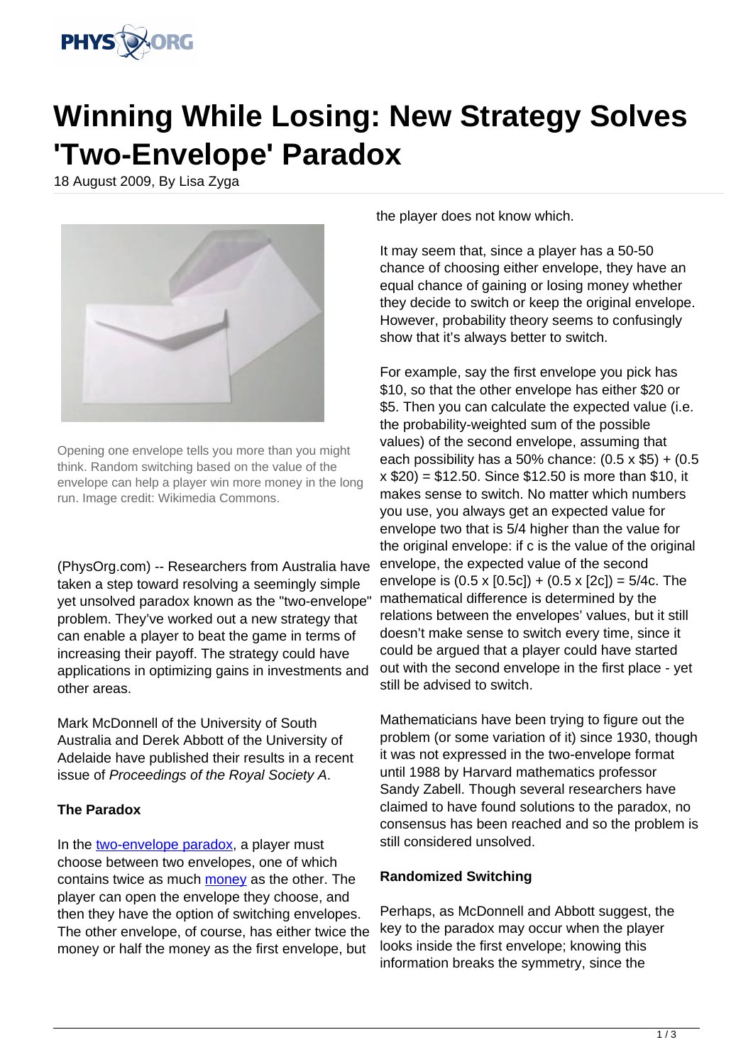# Winning While Losing: New Strategy Solves 'Two-Envelope' Paradox

18 August 2009, By Lisa Zyga

Opening one envelope tells you more than you might think. Random switching based on the value of the envelope can help a player win more money in the long run. Image credit: Wikimedia Commons.

(PhysOrg.com) -- Researchers from Australia have taken a step toward resolving a seemingly simple yet unsolved paradox known as the "two-envelope" problem. They've worked out a new strategy that can enable a player to beat the game in terms of increasing their payoff. The strategy could have applications in optimizing gains in investments and other areas.

Mark McDonnell of the University of South Australia and Derek Abbott of the University of Adelaide have published their results in a recent issue of *Proceedings of the Royal Society A*.

**The Paradox**

In the two-envelope paradox, a player must choose between two envelopes, one of which contains twice as much money as the other. The player can open the envelope they choose, and then they have the option of switching envelopes. The other envelope, of course, has either twice the money or half the money as the first envelope, but the player does not know which.

It may seem that, since a player has a 50-50 chance of choosing either envelope, they have an equal chance of gaining or losing money whether they decide to switch or keep the original envelope. However, probability theory seems to confusingly show that it's always better to switch.

For example, say the first envelope you pick has $10, so that the other envelope has either $20 or $5. Then you can calculate the expected value (i.e. the probability-weighted sum of the possible values) of the second envelope, assuming that each possibility has a 50% chance: (0.5 x $5) + (0.5 x $20) = $12.50. Since $12.50 is more than $10, it makes sense to switch. No matter which numbers you use, you always get an expected value for envelope two that is 5/4 higher than the value for the original envelope: if c is the value of the original envelope, the expected value of the second envelope is (0.5 x [0.5c]) + (0.5 x [2c]) = 5/4c. The mathematical difference is determined by the relations between the envelopes' values, but it still doesn't make sense to switch every time, since it could be argued that a player could have started out with the second envelope in the first place - yet still be advised to switch.

Mathematicians have been trying to figure out the problem (or some variation of it) since 1930, though it was not expressed in the two-envelope format until 1988 by Harvard mathematics professor Sandy Zabell. Though several researchers have claimed to have found solutions to the paradox, no consensus has been reached and so the problem is still considered unsolved.

**Randomized Switching**

Perhaps, as McDonnell and Abbott suggest, the key to the paradox may occur when the player looks inside the first envelope; knowing this information breaks the symmetry, since the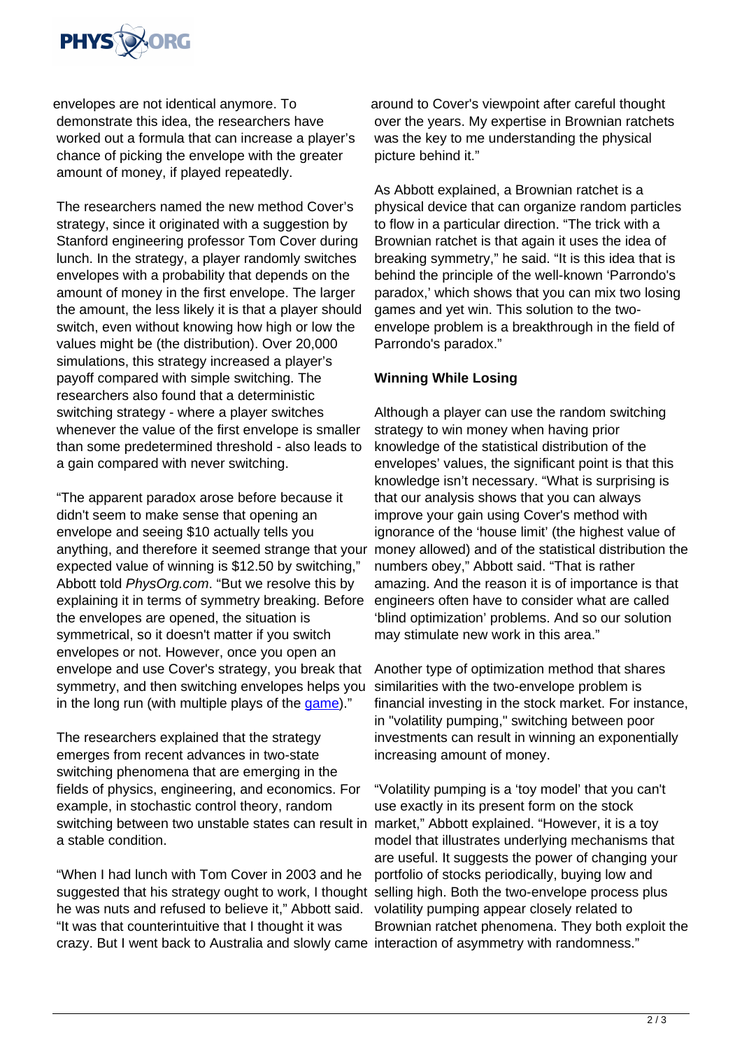envelopes are not identical anymore. To demonstrate this idea, the researchers have worked out a formula that can increase a player's chance of picking the envelope with the greater amount of money, if played repeatedly.

The researchers named the new method Cover's strategy, since it originated with a suggestion by Stanford engineering professor Tom Cover during lunch. In the strategy, a player randomly switches envelopes with a probability that depends on the amount of money in the first envelope. The larger the amount, the less likely it is that a player should switch, even without knowing how high or low the values might be (the distribution). Over 20,000 simulations, this strategy increased a player's payoff compared with simple switching. The researchers also found that a deterministic switching strategy - where a player switches whenever the value of the first envelope is smaller than some predetermined threshold - also leads to a gain compared with never switching.

"The apparent paradox arose before because it didn't seem to make sense that opening an envelope and seeing $10 actually tells you anything, and therefore it seemed strange that your expected value of winning is $12.50 by switching," Abbott told *PhysOrg.com*. "But we resolve this by explaining it in terms of symmetry breaking. Before the envelopes are opened, the situation is symmetrical, so it doesn't matter if you switch envelopes or not. However, once you open an envelope and use Cover's strategy, you break that symmetry, and then switching envelopes helps you in the long run (with multiple plays of the game)."

The researchers explained that the strategy emerges from recent advances in two-state switching phenomena that are emerging in the fields of physics, engineering, and economics. For example, in stochastic control theory, random switching between two unstable states can result in a stable condition.

"When I had lunch with Tom Cover in 2003 and he suggested that his strategy ought to work, I thought he was nuts and refused to believe it," Abbott said. "It was that counterintuitive that I thought it was crazy. But I went back to Australia and slowly came around to Cover's viewpoint after careful thought over the years. My expertise in Brownian ratchets was the key to me understanding the physical picture behind it."

As Abbott explained, a Brownian ratchet is a physical device that can organize random particles to flow in a particular direction. "The trick with a Brownian ratchet is that again it uses the idea of breaking symmetry," he said. "It is this idea that is behind the principle of the well-known 'Parrondo's paradox,' which shows that you can mix two losing games and yet win. This solution to the two-envelope problem is a breakthrough in the field of Parrondo's paradox."

**Winning While Losing**

Although a player can use the random switching strategy to win money when having prior knowledge of the statistical distribution of the envelopes' values, the significant point is that this knowledge isn't necessary. "What is surprising is that our analysis shows that you can always improve your gain using Cover's method with ignorance of the 'house limit' (the highest value of money allowed) and of the statistical distribution the numbers obey," Abbott said. "That is rather amazing. And the reason it is of importance is that engineers often have to consider what are called 'blind optimization' problems. And so our solution may stimulate new work in this area."

Another type of optimization method that shares similarities with the two-envelope problem is financial investing in the stock market. For instance, in "volatility pumping," switching between poor investments can result in winning an exponentially increasing amount of money.

"Volatility pumping is a 'toy model' that you can't use exactly in its present form on the stock market," Abbott explained. "However, it is a toy model that illustrates underlying mechanisms that are useful. It suggests the power of changing your portfolio of stocks periodically, buying low and selling high. Both the two-envelope process plus volatility pumping appear closely related to Brownian ratchet phenomena. They both exploit the interaction of asymmetry with randomness."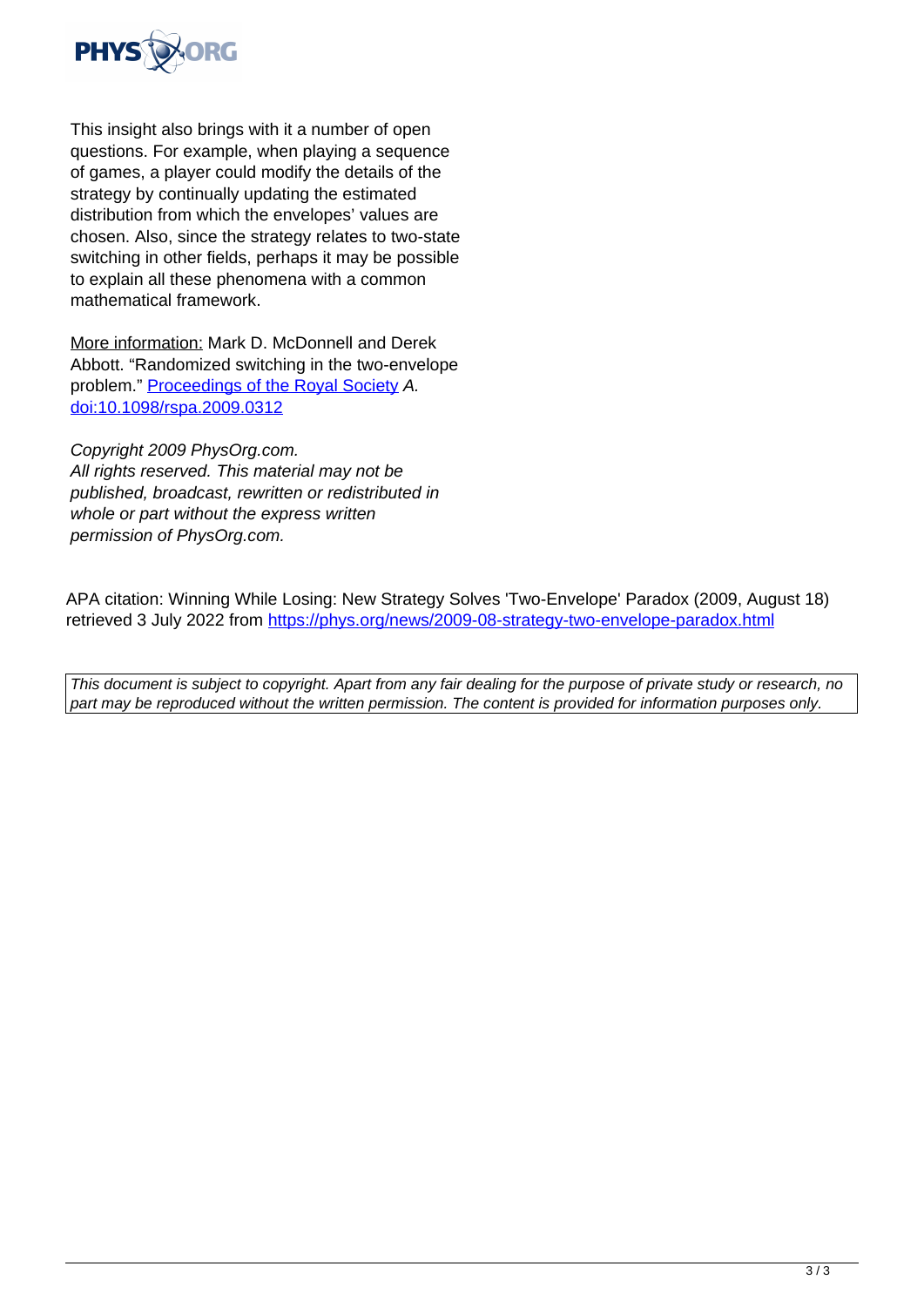This insight also brings with it a number of open questions. For example, when playing a sequence of games, a player could modify the details of the strategy by continually updating the estimated distribution from which the envelopes' values are chosen. Also, since the strategy relates to two-state switching in other fields, perhaps it may be possible to explain all these phenomena with a common mathematical framework.

More information: Mark D. McDonnell and Derek Abbott. "Randomized switching in the two-envelope problem." Proceedings of the Royal Society *A.* doi:10.1098/rspa.2009.0312

*Copyright 2009 PhysOrg.com.*
*All rights reserved. This material may not be published, broadcast, rewritten or redistributed in whole or part without the express written permission of PhysOrg.com.*

APA citation: Winning While Losing: New Strategy Solves 'Two-Envelope' Paradox (2009, August 18) retrieved 3 July 2022 from https://phys.org/news/2009-08-strategy-two-envelope-paradox.html

*This document is subject to copyright. Apart from any fair dealing for the purpose of private study or research, no part may be reproduced without the written permission. The content is provided for information purposes only.*